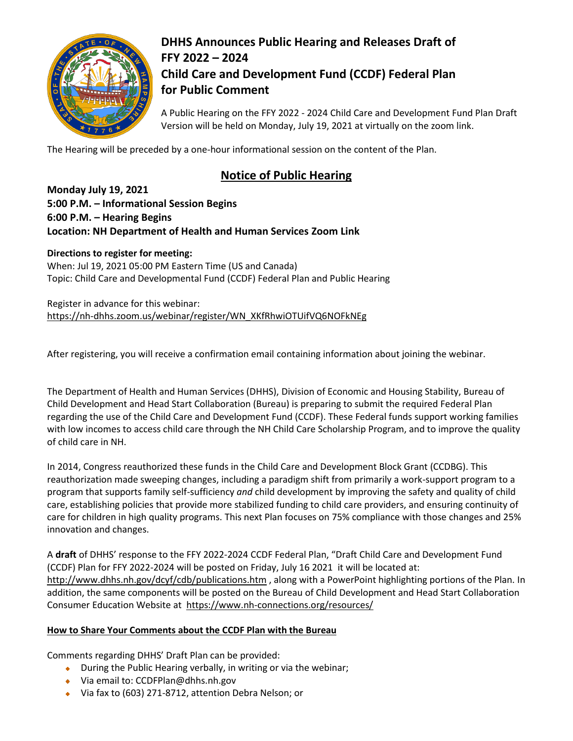# DHHS Announces Public Hearing and Releases Draft of FFY 2022 – 2024 Child Care and Development Fund (CCDF) Federal Plan for Public Comment

A Public Hearing on the FFY 2022 - 2024 Child Care and Development Fund Plan Draft Version will be held on Monday, July 19, 2021 at virtually on the zoom link.

The Hearing will be preceded by a one-hour informational session on the content of the Plan.

## Notice of Public Hearing

**Monday July 19, 2021**
**5:00 P.M. – Informational Session Begins**
**6:00 P.M. – Hearing Begins**
**Location: NH Department of Health and Human Services Zoom Link**

**Directions to register for meeting:**
When: Jul 19, 2021 05:00 PM Eastern Time (US and Canada)
Topic: Child Care and Developmental Fund (CCDF) Federal Plan and Public Hearing

Register in advance for this webinar:
https://nh-dhhs.zoom.us/webinar/register/WN_XKfRhwiOTUifVQ6NOFkNEg

After registering, you will receive a confirmation email containing information about joining the webinar.

The Department of Health and Human Services (DHHS), Division of Economic and Housing Stability, Bureau of Child Development and Head Start Collaboration (Bureau) is preparing to submit the required Federal Plan regarding the use of the Child Care and Development Fund (CCDF). These Federal funds support working families with low incomes to access child care through the NH Child Care Scholarship Program, and to improve the quality of child care in NH.

In 2014, Congress reauthorized these funds in the Child Care and Development Block Grant (CCDBG). This reauthorization made sweeping changes, including a paradigm shift from primarily a work-support program to a program that supports family self-sufficiency *and* child development by improving the safety and quality of child care, establishing policies that provide more stabilized funding to child care providers, and ensuring continuity of care for children in high quality programs. This next Plan focuses on 75% compliance with those changes and 25% innovation and changes.

A **draft** of DHHS' response to the FFY 2022-2024 CCDF Federal Plan, "Draft Child Care and Development Fund (CCDF) Plan for FFY 2022-2024 will be posted on Friday, July 16 2021 it will be located at: http://www.dhhs.nh.gov/dcyf/cdb/publications.htm , along with a PowerPoint highlighting portions of the Plan. In addition, the same components will be posted on the Bureau of Child Development and Head Start Collaboration Consumer Education Website at https://www.nh-connections.org/resources/

**How to Share Your Comments about the CCDF Plan with the Bureau**

Comments regarding DHHS' Draft Plan can be provided:

- During the Public Hearing verbally, in writing or via the webinar;
- Via email to: CCDFPlan@dhhs.nh.gov
- Via fax to (603) 271-8712, attention Debra Nelson; or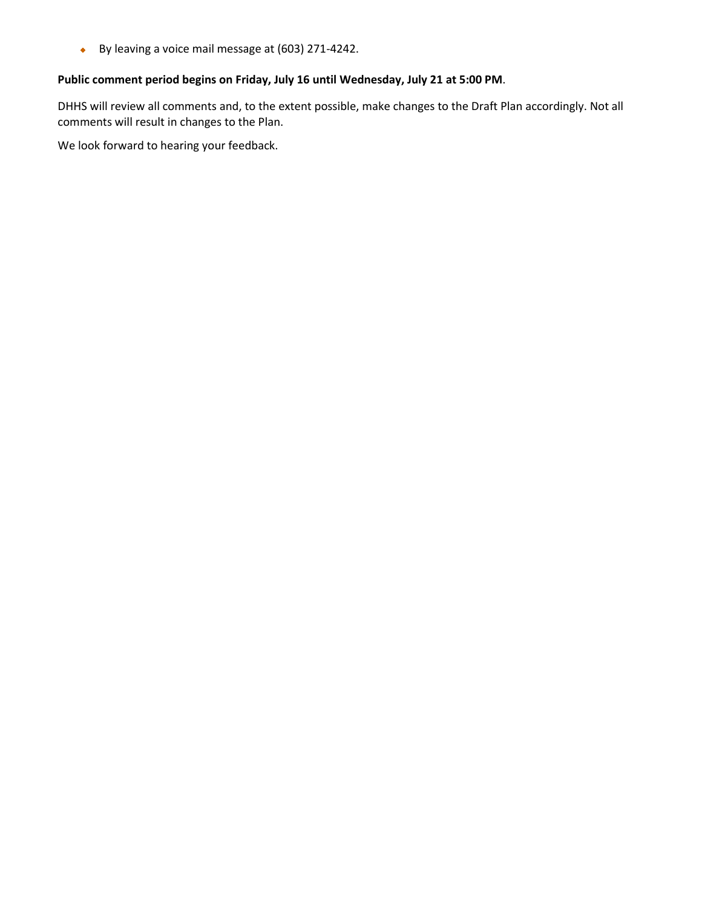- By leaving a voice mail message at (603) 271-4242.

**Public comment period begins on Friday, July 16 until Wednesday, July 21 at 5:00 PM**.

DHHS will review all comments and, to the extent possible, make changes to the Draft Plan accordingly. Not all comments will result in changes to the Plan.

We look forward to hearing your feedback.